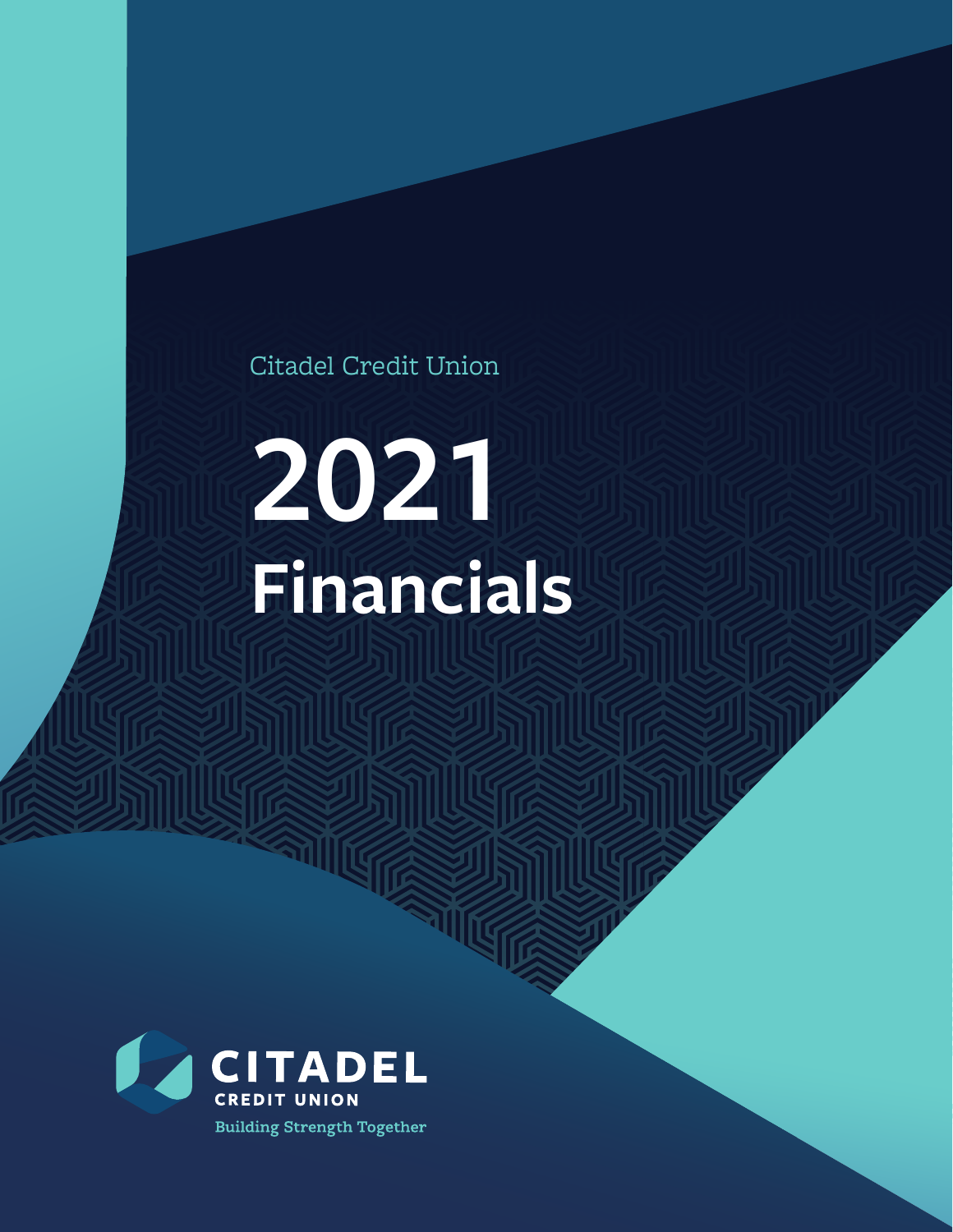Citadel Credit Union

# 2021 Financials

CITADEL

CREDIT UNION

Building Strength Together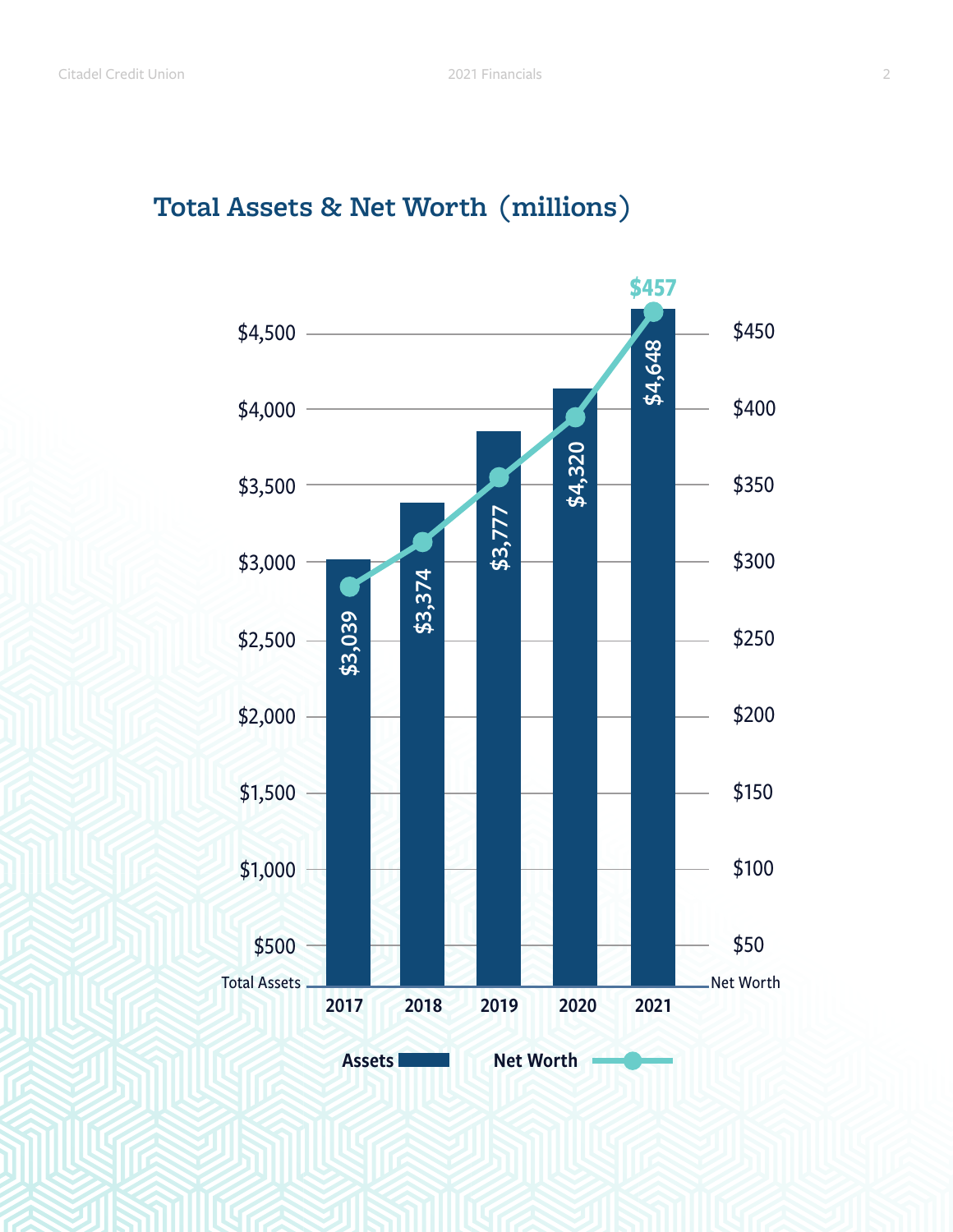## Total Assets & Net Worth (millions)

| Year | Total Assets | Net Worth |
|---|---|---|
| 2017 | $3,039 | |
| 2018 | $3,374 | |
| 2019 | $3,777 | |
| 2020 | $4,320 | |
| 2021 | $4,648 | $457 |

Assets — Net Worth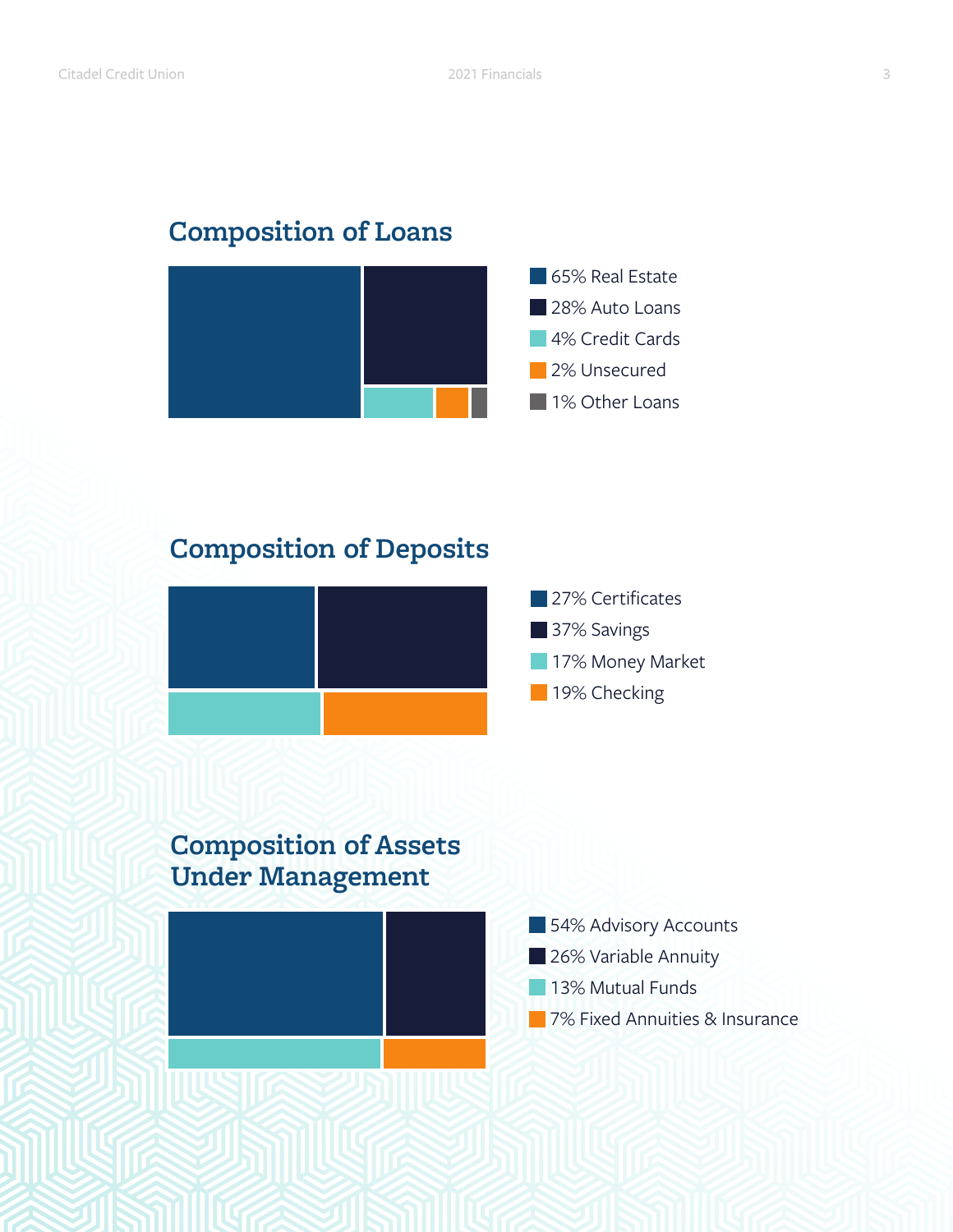## Composition of Loans

- 65% Real Estate
- 28% Auto Loans
- 4% Credit Cards
- 2% Unsecured
- 1% Other Loans

## Composition of Deposits

- 27% Certificates
- 37% Savings
- 17% Money Market
- 19% Checking

## Composition of Assets Under Management

- 54% Advisory Accounts
- 26% Variable Annuity
- 13% Mutual Funds
- 7% Fixed Annuities & Insurance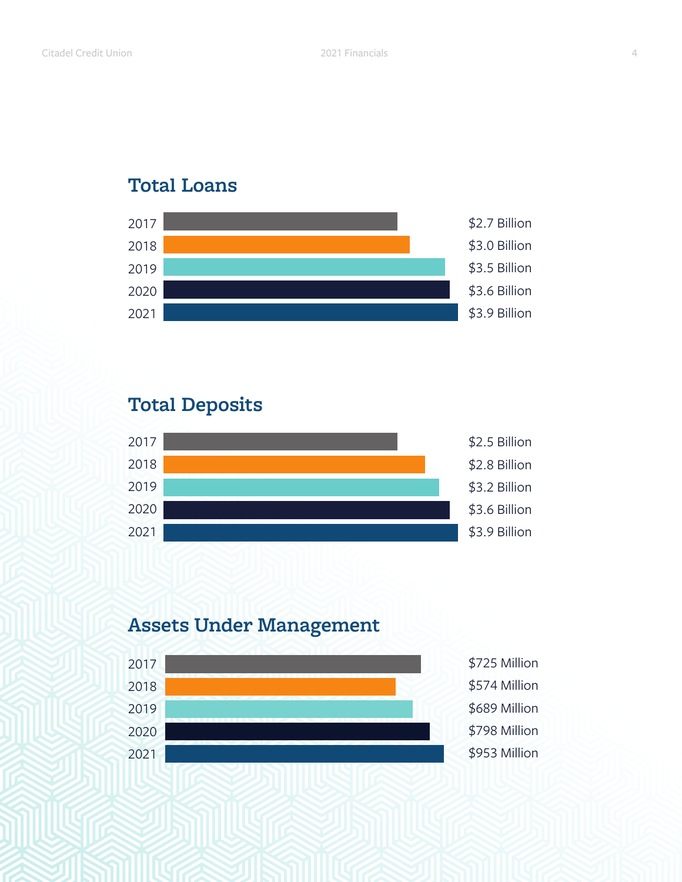## Total Loans

| Year | Total Loans |
|---|---|
| 2017 | $2.7 Billion |
| 2018 | $3.0 Billion |
| 2019 | $3.5 Billion |
| 2020 | $3.6 Billion |
| 2021 | $3.9 Billion |

## Total Deposits

| Year | Total Deposits |
|---|---|
| 2017 | $2.5 Billion |
| 2018 | $2.8 Billion |
| 2019 | $3.2 Billion |
| 2020 | $3.6 Billion |
| 2021 | $3.9 Billion |

## Assets Under Management

| Year | Assets Under Management |
|---|---|
| 2017 | $725 Million |
| 2018 | $574 Million |
| 2019 | $689 Million |
| 2020 | $798 Million |
| 2021 | $953 Million |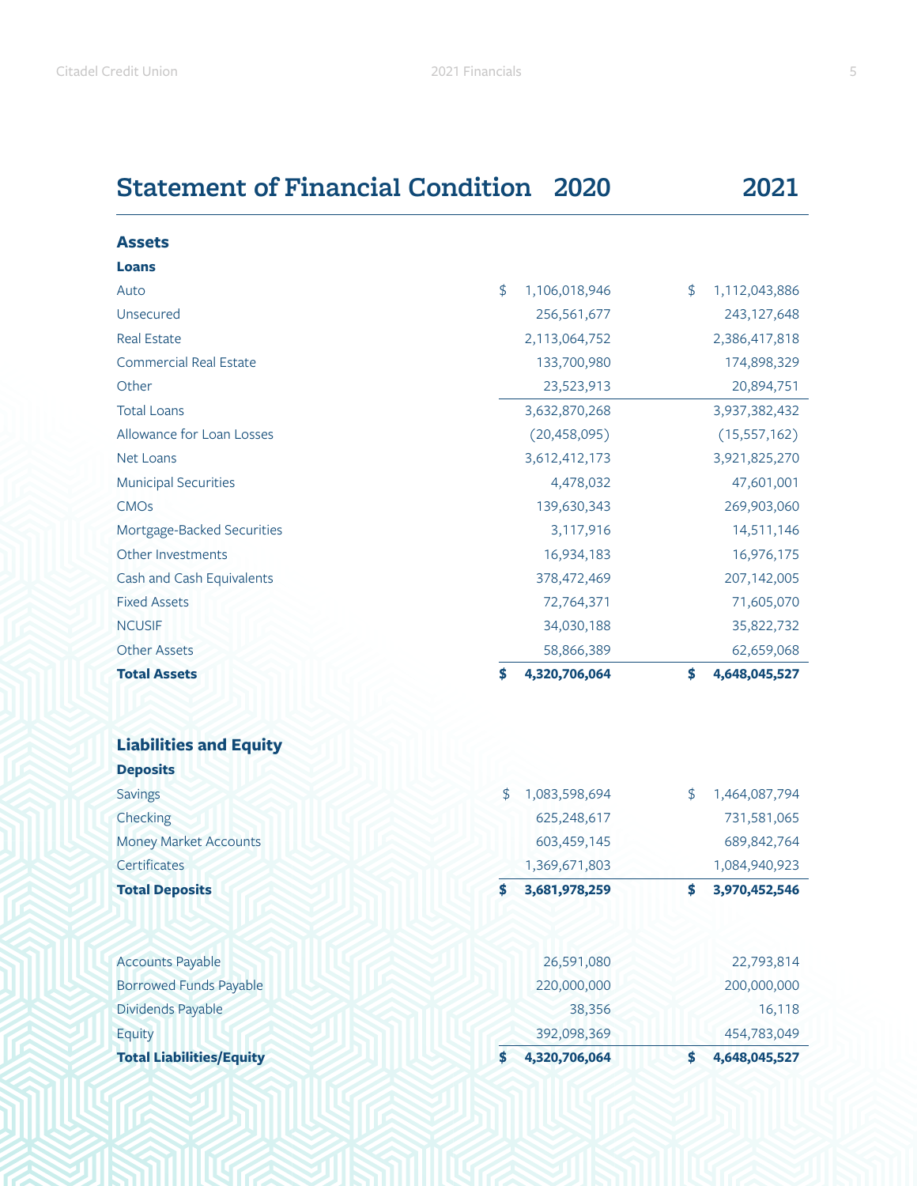## Statement of Financial Condition

| | 2020 | 2021 |
|---|---|---|
| **Assets** | | |
| **Loans** | | |
| Auto | $ 1,106,018,946 | $ 1,112,043,886 |
| Unsecured | 256,561,677 | 243,127,648 |
| Real Estate | 2,113,064,752 | 2,386,417,818 |
| Commercial Real Estate | 133,700,980 | 174,898,329 |
| Other | 23,523,913 | 20,894,751 |
| Total Loans | 3,632,870,268 | 3,937,382,432 |
| Allowance for Loan Losses | (20,458,095) | (15,557,162) |
| Net Loans | 3,612,412,173 | 3,921,825,270 |
| Municipal Securities | 4,478,032 | 47,601,001 |
| CMOs | 139,630,343 | 269,903,060 |
| Mortgage-Backed Securities | 3,117,916 | 14,511,146 |
| Other Investments | 16,934,183 | 16,976,175 |
| Cash and Cash Equivalents | 378,472,469 | 207,142,005 |
| Fixed Assets | 72,764,371 | 71,605,070 |
| NCUSIF | 34,030,188 | 35,822,732 |
| Other Assets | 58,866,389 | 62,659,068 |
| **Total Assets** | **$ 4,320,706,064** | **$ 4,648,045,527** |

| | 2020 | 2021 |
|---|---|---|
| **Liabilities and Equity** | | |
| **Deposits** | | |
| Savings | $ 1,083,598,694 | $ 1,464,087,794 |
| Checking | 625,248,617 | 731,581,065 |
| Money Market Accounts | 603,459,145 | 689,842,764 |
| Certificates | 1,369,671,803 | 1,084,940,923 |
| **Total Deposits** | **$ 3,681,978,259** | **$ 3,970,452,546** |
| Accounts Payable | 26,591,080 | 22,793,814 |
| Borrowed Funds Payable | 220,000,000 | 200,000,000 |
| Dividends Payable | 38,356 | 16,118 |
| Equity | 392,098,369 | 454,783,049 |
| **Total Liabilities/Equity** | **$ 4,320,706,064** | **$ 4,648,045,527** |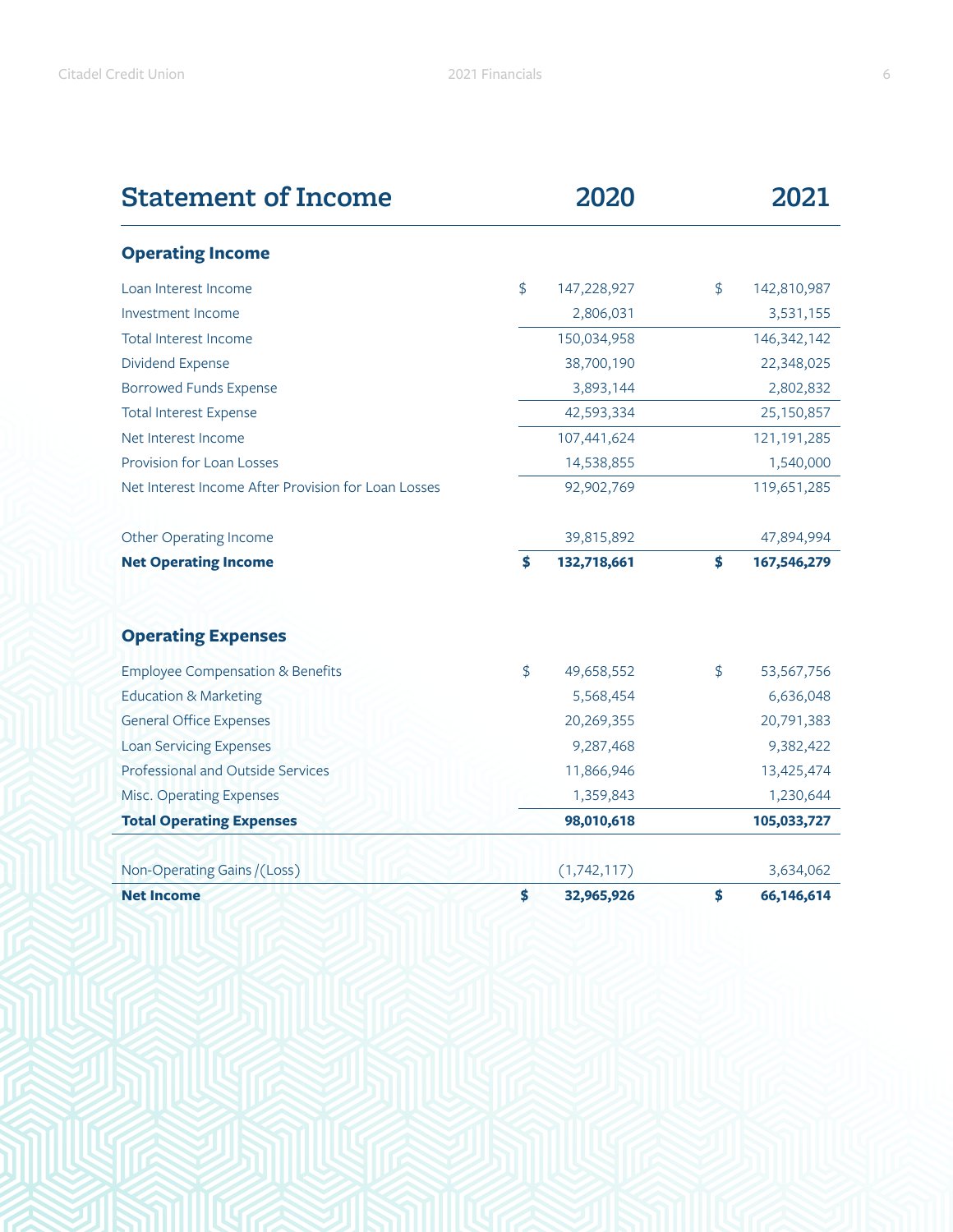## Statement of Income

| Statement of Income | 2020 | 2021 |
|---|---|---|
| **Operating Income** | | |
| Loan Interest Income | $ 147,228,927 | $ 142,810,987 |
| Investment Income | 2,806,031 | 3,531,155 |
| Total Interest Income | 150,034,958 | 146,342,142 |
| Dividend Expense | 38,700,190 | 22,348,025 |
| Borrowed Funds Expense | 3,893,144 | 2,802,832 |
| Total Interest Expense | 42,593,334 | 25,150,857 |
| Net Interest Income | 107,441,624 | 121,191,285 |
| Provision for Loan Losses | 14,538,855 | 1,540,000 |
| Net Interest Income After Provision for Loan Losses | 92,902,769 | 119,651,285 |
| Other Operating Income | 39,815,892 | 47,894,994 |
| **Net Operating Income** | **$ 132,718,661** | **$ 167,546,279** |
| **Operating Expenses** | | |
| Employee Compensation & Benefits | $ 49,658,552 | $ 53,567,756 |
| Education & Marketing | 5,568,454 | 6,636,048 |
| General Office Expenses | 20,269,355 | 20,791,383 |
| Loan Servicing Expenses | 9,287,468 | 9,382,422 |
| Professional and Outside Services | 11,866,946 | 13,425,474 |
| Misc. Operating Expenses | 1,359,843 | 1,230,644 |
| **Total Operating Expenses** | **98,010,618** | **105,033,727** |
| Non-Operating Gains /(Loss) | (1,742,117) | 3,634,062 |
| **Net Income** | **$ 32,965,926** | **$ 66,146,614** |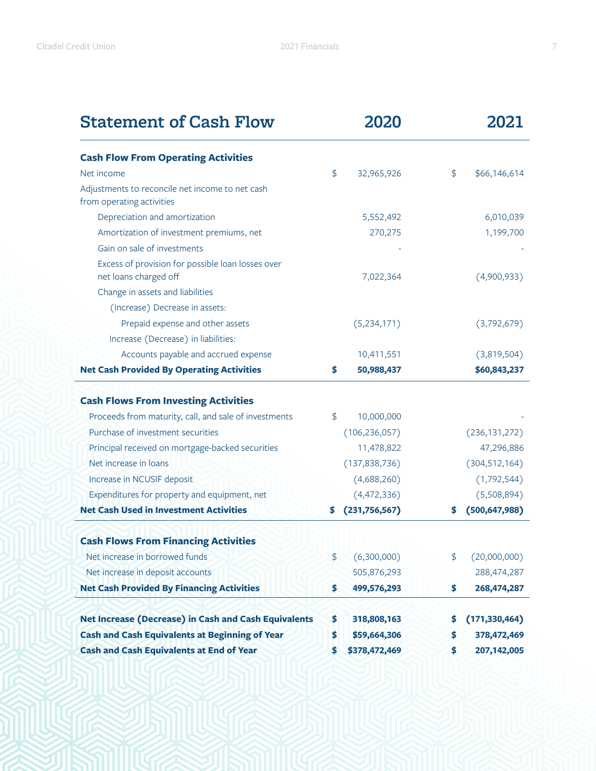| Statement of Cash Flow | 2020 | 2021 |
|---|---|---|
| **Cash Flow From Operating Activities** | | |
| Net income | $ 32,965,926 | $ $66,146,614 |
| Adjustments to reconcile net income to net cash from operating activities | | |
| Depreciation and amortization | 5,552,492 | 6,010,039 |
| Amortization of investment premiums, net | 270,275 | 1,199,700 |
| Gain on sale of investments | - | - |
| Excess of provision for possible loan losses over net loans charged off | 7,022,364 | (4,900,933) |
| Change in assets and liabilities | | |
| (Increase) Decrease in assets: | | |
| Prepaid expense and other assets | (5,234,171) | (3,792,679) |
| Increase (Decrease) in liabilities: | | |
| Accounts payable and accrued expense | 10,411,551 | (3,819,504) |
| **Net Cash Provided By Operating Activities** | **$ 50,988,437** | **$60,843,237** |
| **Cash Flows From Investing Activities** | | |
| Proceeds from maturity, call, and sale of investments | $ 10,000,000 | - |
| Purchase of investment securities | (106,236,057) | (236,131,272) |
| Principal received on mortgage-backed securities | 11,478,822 | 47,296,886 |
| Net increase in loans | (137,838,736) | (304,512,164) |
| Increase in NCUSIF deposit | (4,688,260) | (1,792,544) |
| Expenditures for property and equipment, net | (4,472,336) | (5,508,894) |
| **Net Cash Used in Investment Activities** | **$ (231,756,567)** | **$ (500,647,988)** |
| **Cash Flows From Financing Activities** | | |
| Net increase in borrowed funds | $ (6,300,000) | $ (20,000,000) |
| Net increase in deposit accounts | 505,876,293 | 288,474,287 |
| **Net Cash Provided By Financing Activities** | **$ 499,576,293** | **$ 268,474,287** |
| **Net Increase (Decrease) in Cash and Cash Equivalents** | **$ 318,808,163** | **$ (171,330,464)** |
| **Cash and Cash Equivalents at Beginning of Year** | **$ $59,664,306** | **$ 378,472,469** |
| **Cash and Cash Equivalents at End of Year** | **$ $378,472,469** | **$ 207,142,005** |